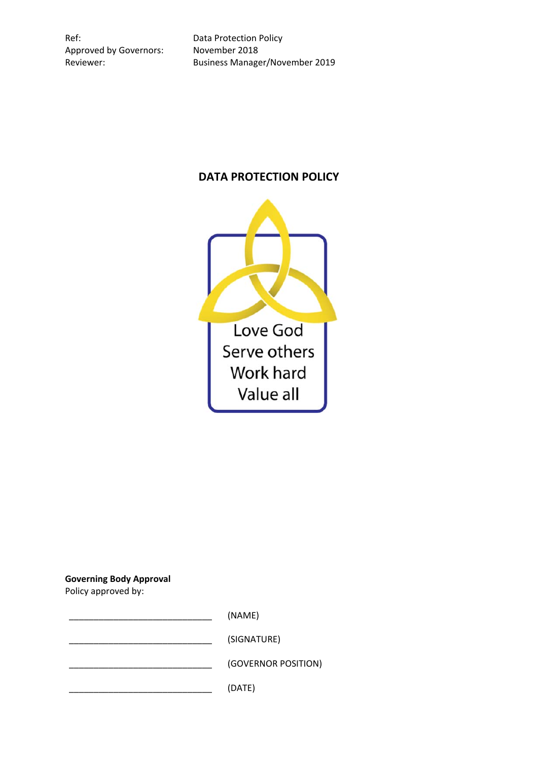| | |
|---|---|
| Ref: | Data Protection Policy |
| Approved by Governors: | November 2018 |
| Reviewer: | Business Manager/November 2019 |

# DATA PROTECTION POLICY

Love God
Serve others
Work hard
Value all

**Governing Body Approval**
Policy approved by:

______________________________ (NAME)

______________________________ (SIGNATURE)

______________________________ (GOVERNOR POSITION)

______________________________ (DATE)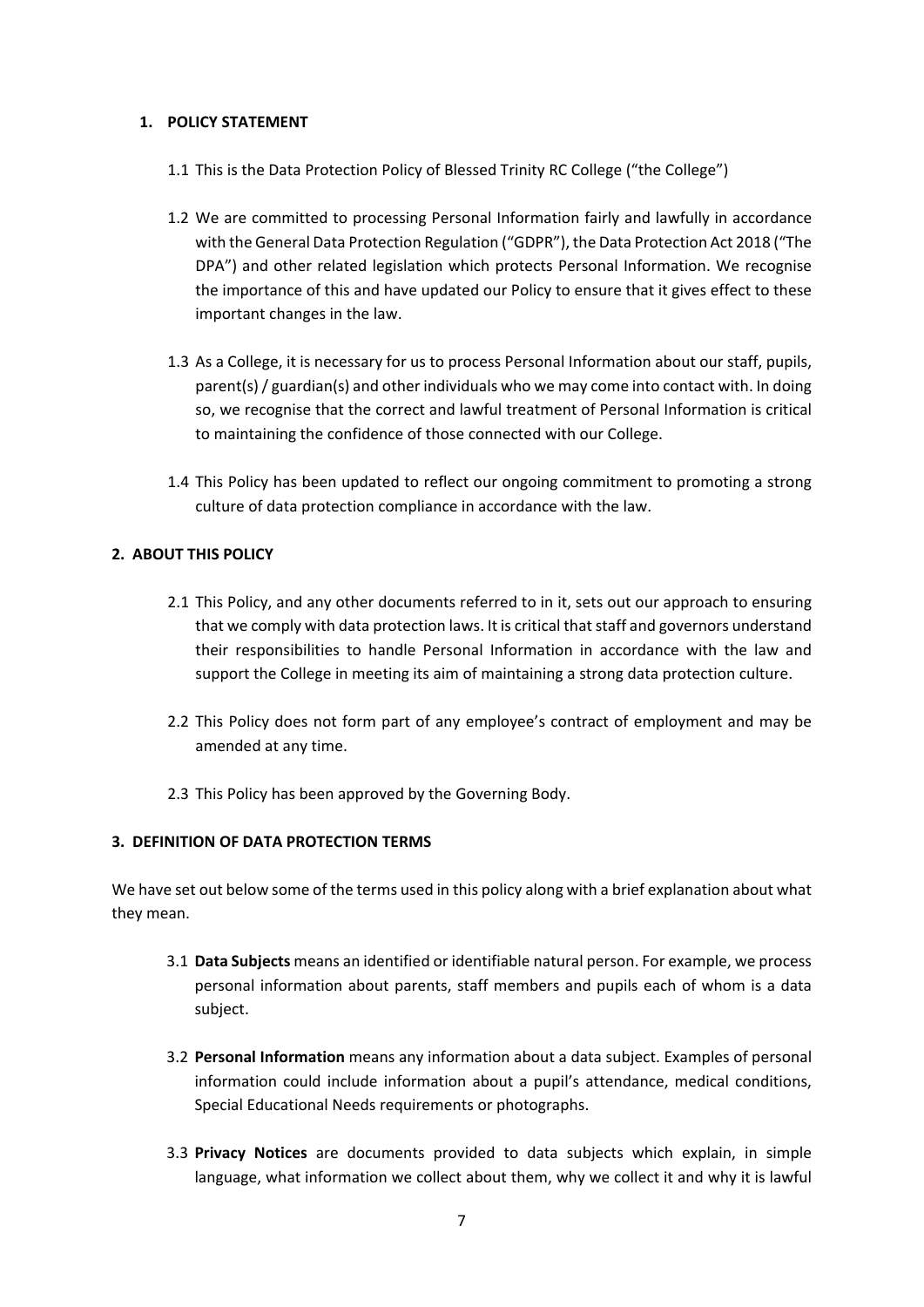## 1. POLICY STATEMENT

1.1 This is the Data Protection Policy of Blessed Trinity RC College ("the College")

1.2 We are committed to processing Personal Information fairly and lawfully in accordance with the General Data Protection Regulation ("GDPR"), the Data Protection Act 2018 ("The DPA") and other related legislation which protects Personal Information. We recognise the importance of this and have updated our Policy to ensure that it gives effect to these important changes in the law.

1.3 As a College, it is necessary for us to process Personal Information about our staff, pupils, parent(s) / guardian(s) and other individuals who we may come into contact with. In doing so, we recognise that the correct and lawful treatment of Personal Information is critical to maintaining the confidence of those connected with our College.

1.4 This Policy has been updated to reflect our ongoing commitment to promoting a strong culture of data protection compliance in accordance with the law.

## 2. ABOUT THIS POLICY

2.1 This Policy, and any other documents referred to in it, sets out our approach to ensuring that we comply with data protection laws. It is critical that staff and governors understand their responsibilities to handle Personal Information in accordance with the law and support the College in meeting its aim of maintaining a strong data protection culture.

2.2 This Policy does not form part of any employee's contract of employment and may be amended at any time.

2.3 This Policy has been approved by the Governing Body.

## 3. DEFINITION OF DATA PROTECTION TERMS

We have set out below some of the terms used in this policy along with a brief explanation about what they mean.

3.1 **Data Subjects** means an identified or identifiable natural person. For example, we process personal information about parents, staff members and pupils each of whom is a data subject.

3.2 **Personal Information** means any information about a data subject. Examples of personal information could include information about a pupil's attendance, medical conditions, Special Educational Needs requirements or photographs.

3.3 **Privacy Notices** are documents provided to data subjects which explain, in simple language, what information we collect about them, why we collect it and why it is lawful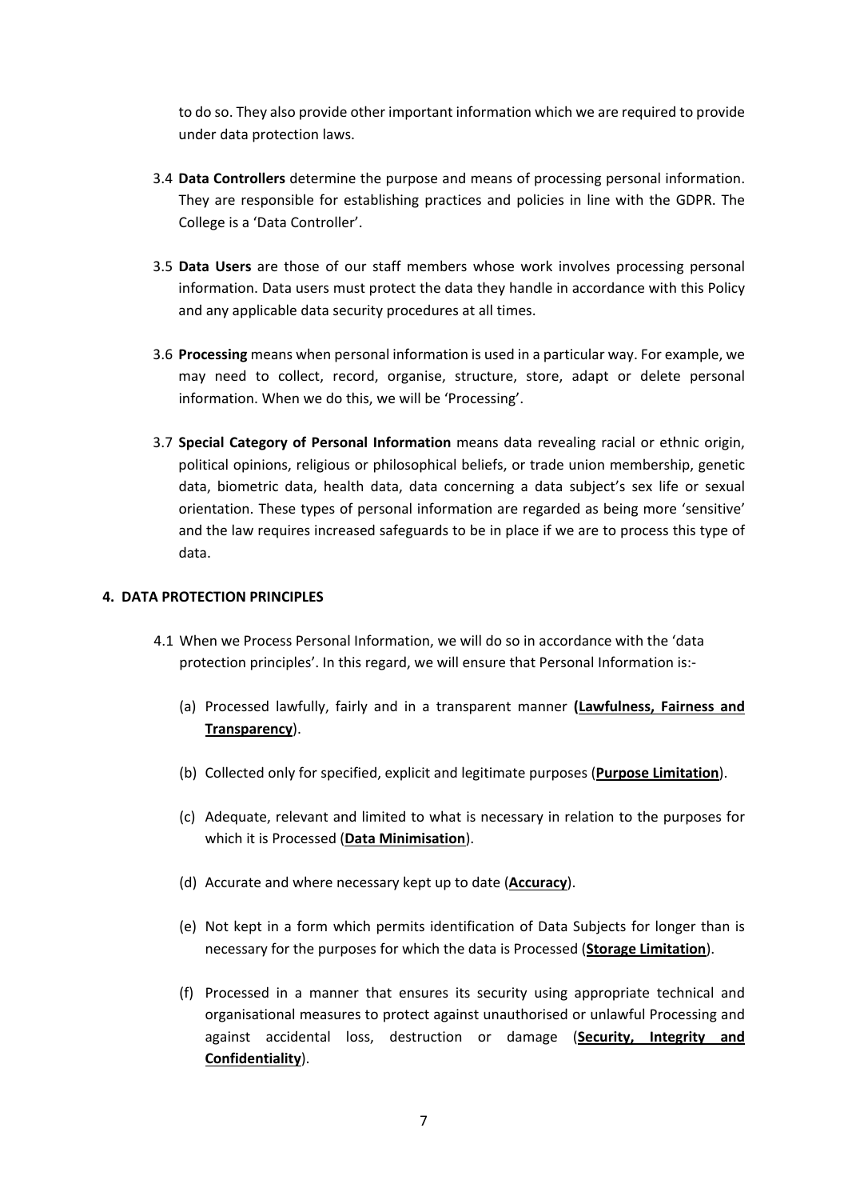to do so. They also provide other important information which we are required to provide under data protection laws.

3.4 **Data Controllers** determine the purpose and means of processing personal information. They are responsible for establishing practices and policies in line with the GDPR. The College is a 'Data Controller'.

3.5 **Data Users** are those of our staff members whose work involves processing personal information. Data users must protect the data they handle in accordance with this Policy and any applicable data security procedures at all times.

3.6 **Processing** means when personal information is used in a particular way. For example, we may need to collect, record, organise, structure, store, adapt or delete personal information. When we do this, we will be 'Processing'.

3.7 **Special Category of Personal Information** means data revealing racial or ethnic origin, political opinions, religious or philosophical beliefs, or trade union membership, genetic data, biometric data, health data, data concerning a data subject's sex life or sexual orientation. These types of personal information are regarded as being more 'sensitive' and the law requires increased safeguards to be in place if we are to process this type of data.

## 4. DATA PROTECTION PRINCIPLES

4.1 When we Process Personal Information, we will do so in accordance with the 'data protection principles'. In this regard, we will ensure that Personal Information is:-

(a) Processed lawfully, fairly and in a transparent manner **(<u>Lawfulness, Fairness and Transparency</u>)**.

(b) Collected only for specified, explicit and legitimate purposes (**<u>Purpose Limitation</u>**).

(c) Adequate, relevant and limited to what is necessary in relation to the purposes for which it is Processed (**<u>Data Minimisation</u>**).

(d) Accurate and where necessary kept up to date (**<u>Accuracy</u>**).

(e) Not kept in a form which permits identification of Data Subjects for longer than is necessary for the purposes for which the data is Processed (**<u>Storage Limitation</u>**).

(f) Processed in a manner that ensures its security using appropriate technical and organisational measures to protect against unauthorised or unlawful Processing and against accidental loss, destruction or damage (**<u>Security, Integrity and Confidentiality</u>**).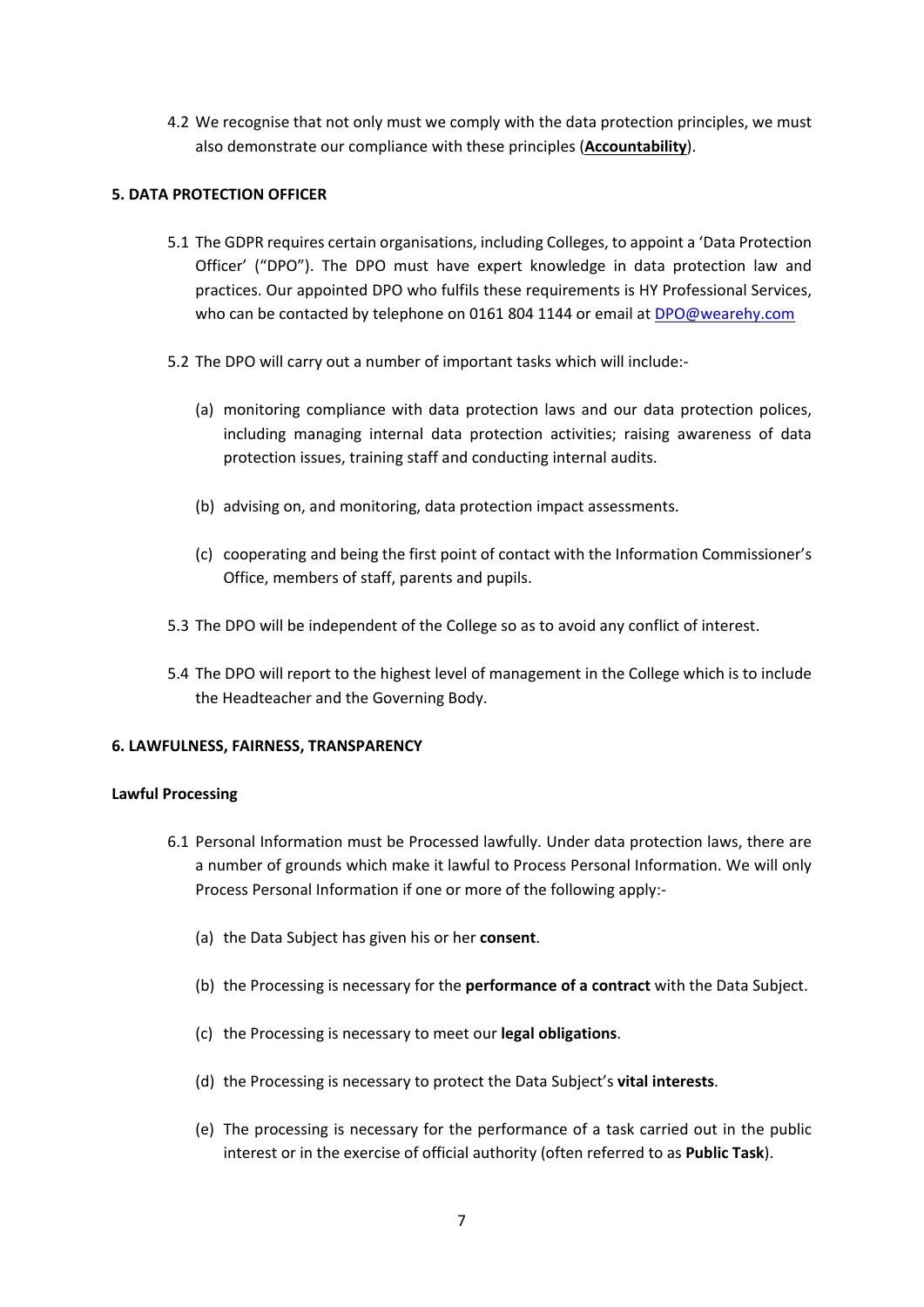4.2 We recognise that not only must we comply with the data protection principles, we must also demonstrate our compliance with these principles (**Accountability**).

## 5. DATA PROTECTION OFFICER

5.1 The GDPR requires certain organisations, including Colleges, to appoint a 'Data Protection Officer' ("DPO"). The DPO must have expert knowledge in data protection law and practices. Our appointed DPO who fulfils these requirements is HY Professional Services, who can be contacted by telephone on 0161 804 1144 or email at DPO@wearehy.com

5.2 The DPO will carry out a number of important tasks which will include:-

(a) monitoring compliance with data protection laws and our data protection polices, including managing internal data protection activities; raising awareness of data protection issues, training staff and conducting internal audits.

(b) advising on, and monitoring, data protection impact assessments.

(c) cooperating and being the first point of contact with the Information Commissioner's Office, members of staff, parents and pupils.

5.3 The DPO will be independent of the College so as to avoid any conflict of interest.

5.4 The DPO will report to the highest level of management in the College which is to include the Headteacher and the Governing Body.

## 6. LAWFULNESS, FAIRNESS, TRANSPARENCY

### Lawful Processing

6.1 Personal Information must be Processed lawfully. Under data protection laws, there are a number of grounds which make it lawful to Process Personal Information. We will only Process Personal Information if one or more of the following apply:-

(a) the Data Subject has given his or her **consent**.

(b) the Processing is necessary for the **performance of a contract** with the Data Subject.

(c) the Processing is necessary to meet our **legal obligations**.

(d) the Processing is necessary to protect the Data Subject's **vital interests**.

(e) The processing is necessary for the performance of a task carried out in the public interest or in the exercise of official authority (often referred to as **Public Task**).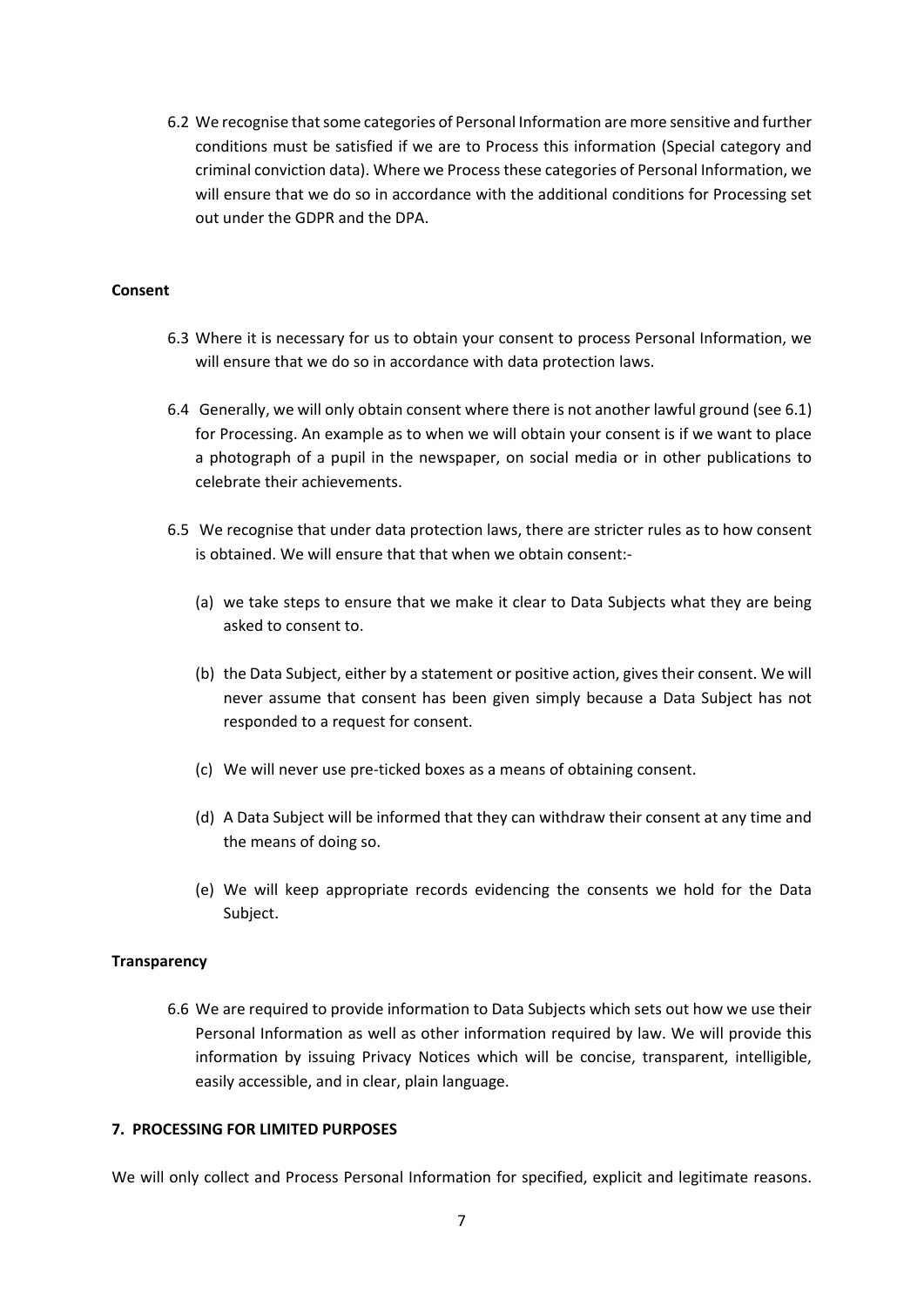6.2 We recognise that some categories of Personal Information are more sensitive and further conditions must be satisfied if we are to Process this information (Special category and criminal conviction data). Where we Process these categories of Personal Information, we will ensure that we do so in accordance with the additional conditions for Processing set out under the GDPR and the DPA.

**Consent**

6.3 Where it is necessary for us to obtain your consent to process Personal Information, we will ensure that we do so in accordance with data protection laws.

6.4 Generally, we will only obtain consent where there is not another lawful ground (see 6.1) for Processing. An example as to when we will obtain your consent is if we want to place a photograph of a pupil in the newspaper, on social media or in other publications to celebrate their achievements.

6.5 We recognise that under data protection laws, there are stricter rules as to how consent is obtained. We will ensure that that when we obtain consent:-

(a) we take steps to ensure that we make it clear to Data Subjects what they are being asked to consent to.

(b) the Data Subject, either by a statement or positive action, gives their consent. We will never assume that consent has been given simply because a Data Subject has not responded to a request for consent.

(c) We will never use pre-ticked boxes as a means of obtaining consent.

(d) A Data Subject will be informed that they can withdraw their consent at any time and the means of doing so.

(e) We will keep appropriate records evidencing the consents we hold for the Data Subject.

**Transparency**

6.6 We are required to provide information to Data Subjects which sets out how we use their Personal Information as well as other information required by law. We will provide this information by issuing Privacy Notices which will be concise, transparent, intelligible, easily accessible, and in clear, plain language.

**7. PROCESSING FOR LIMITED PURPOSES**

We will only collect and Process Personal Information for specified, explicit and legitimate reasons.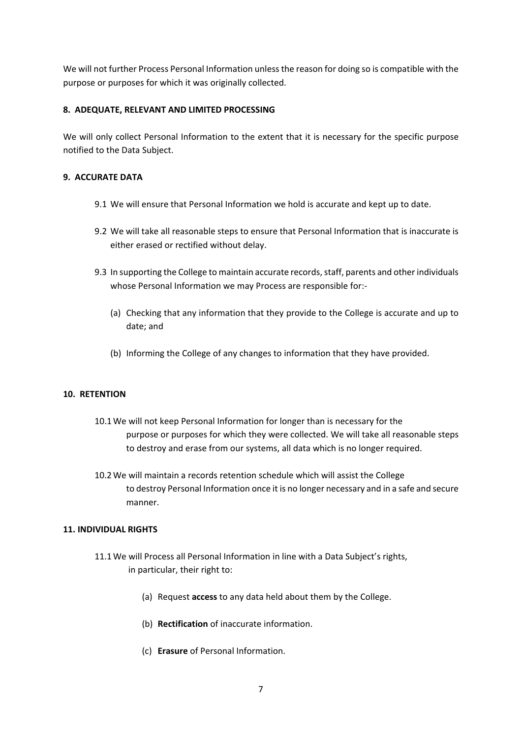We will not further Process Personal Information unless the reason for doing so is compatible with the purpose or purposes for which it was originally collected.

**8. ADEQUATE, RELEVANT AND LIMITED PROCESSING**

We will only collect Personal Information to the extent that it is necessary for the specific purpose notified to the Data Subject.

**9. ACCURATE DATA**

9.1 We will ensure that Personal Information we hold is accurate and kept up to date.

9.2 We will take all reasonable steps to ensure that Personal Information that is inaccurate is either erased or rectified without delay.

9.3 In supporting the College to maintain accurate records, staff, parents and other individuals whose Personal Information we may Process are responsible for:-

(a) Checking that any information that they provide to the College is accurate and up to date; and

(b) Informing the College of any changes to information that they have provided.

**10. RETENTION**

10.1 We will not keep Personal Information for longer than is necessary for the purpose or purposes for which they were collected. We will take all reasonable steps to destroy and erase from our systems, all data which is no longer required.

10.2 We will maintain a records retention schedule which will assist the College to destroy Personal Information once it is no longer necessary and in a safe and secure manner.

**11. INDIVIDUAL RIGHTS**

11.1 We will Process all Personal Information in line with a Data Subject's rights, in particular, their right to:

(a) Request **access** to any data held about them by the College.

(b) **Rectification** of inaccurate information.

(c) **Erasure** of Personal Information.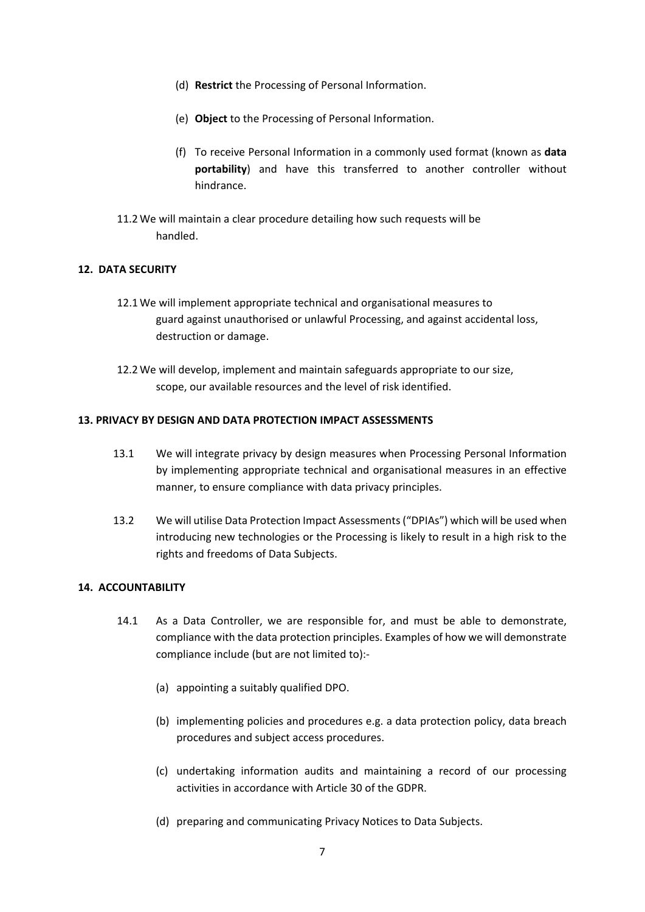(d) **Restrict** the Processing of Personal Information.

(e) **Object** to the Processing of Personal Information.

(f) To receive Personal Information in a commonly used format (known as **data portability**) and have this transferred to another controller without hindrance.

11.2 We will maintain a clear procedure detailing how such requests will be handled.

## 12. DATA SECURITY

12.1 We will implement appropriate technical and organisational measures to guard against unauthorised or unlawful Processing, and against accidental loss, destruction or damage.

12.2 We will develop, implement and maintain safeguards appropriate to our size, scope, our available resources and the level of risk identified.

## 13. PRIVACY BY DESIGN AND DATA PROTECTION IMPACT ASSESSMENTS

13.1 We will integrate privacy by design measures when Processing Personal Information by implementing appropriate technical and organisational measures in an effective manner, to ensure compliance with data privacy principles.

13.2 We will utilise Data Protection Impact Assessments ("DPIAs") which will be used when introducing new technologies or the Processing is likely to result in a high risk to the rights and freedoms of Data Subjects.

## 14. ACCOUNTABILITY

14.1 As a Data Controller, we are responsible for, and must be able to demonstrate, compliance with the data protection principles. Examples of how we will demonstrate compliance include (but are not limited to):-

(a) appointing a suitably qualified DPO.

(b) implementing policies and procedures e.g. a data protection policy, data breach procedures and subject access procedures.

(c) undertaking information audits and maintaining a record of our processing activities in accordance with Article 30 of the GDPR.

(d) preparing and communicating Privacy Notices to Data Subjects.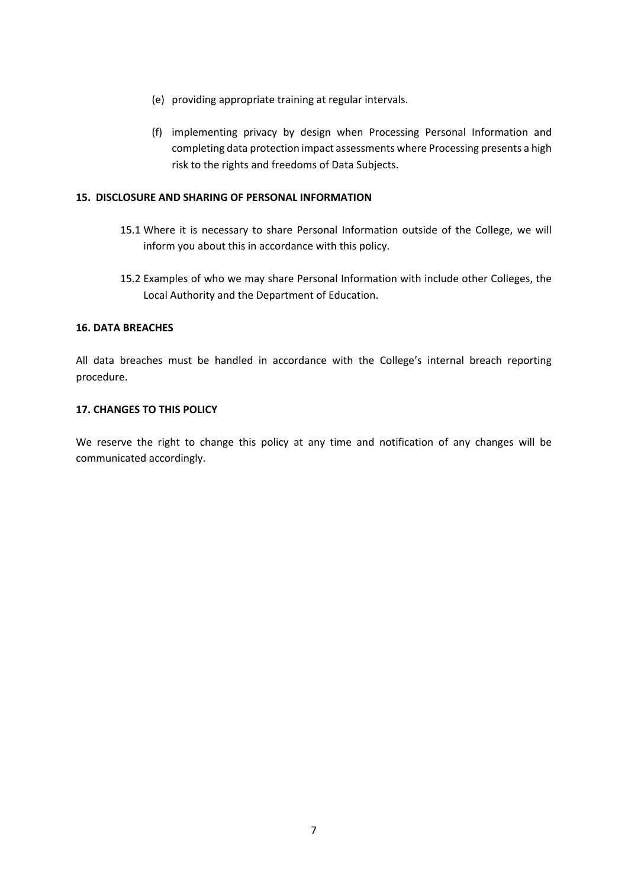(e) providing appropriate training at regular intervals.

(f) implementing privacy by design when Processing Personal Information and completing data protection impact assessments where Processing presents a high risk to the rights and freedoms of Data Subjects.

**15. DISCLOSURE AND SHARING OF PERSONAL INFORMATION**

15.1 Where it is necessary to share Personal Information outside of the College, we will inform you about this in accordance with this policy.

15.2 Examples of who we may share Personal Information with include other Colleges, the Local Authority and the Department of Education.

**16. DATA BREACHES**

All data breaches must be handled in accordance with the College's internal breach reporting procedure.

**17. CHANGES TO THIS POLICY**

We reserve the right to change this policy at any time and notification of any changes will be communicated accordingly.